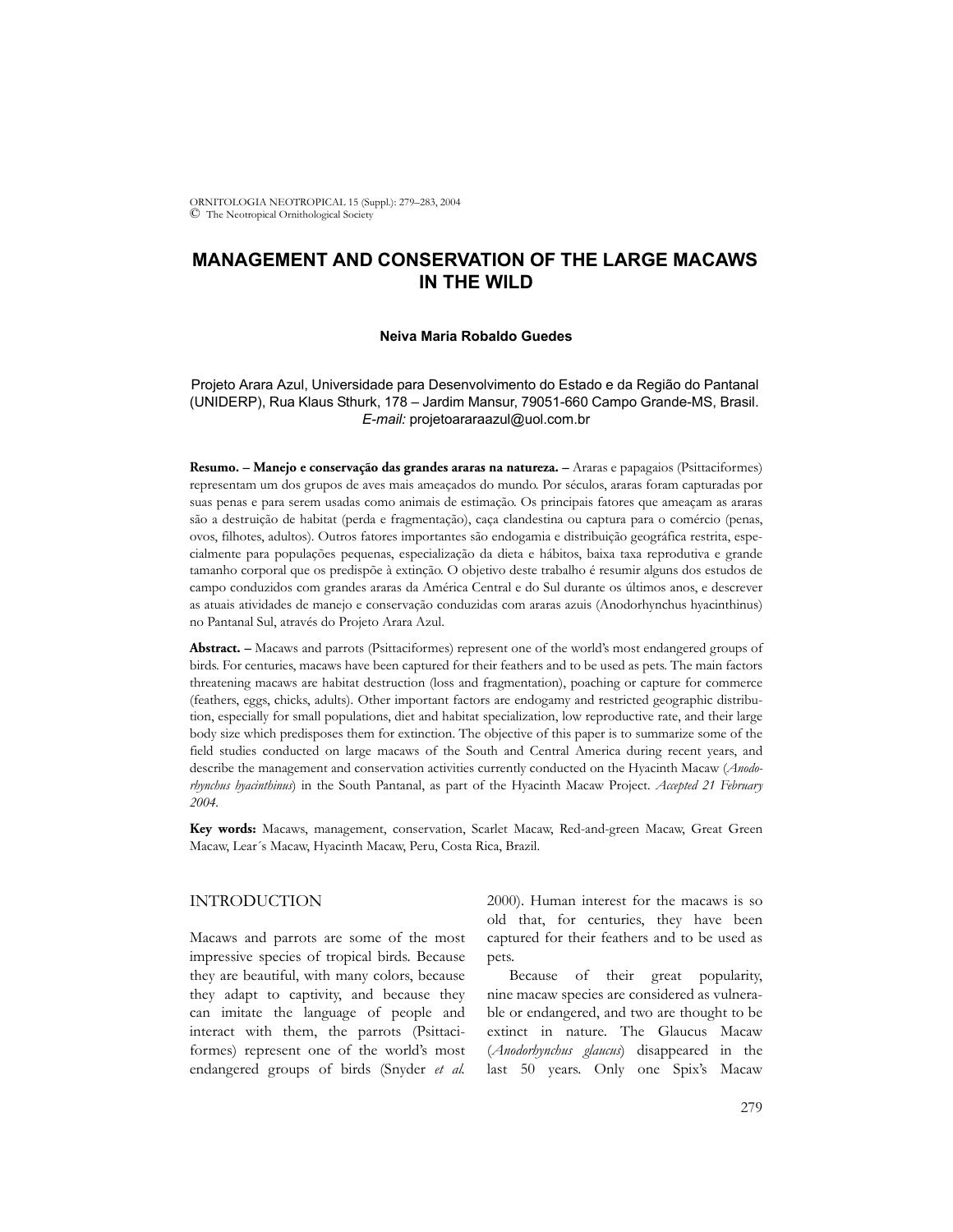# MANAGEMENT AND CONSERVATION OF THE LARGE MACAWS IN THE WILD

**Neiva Maria Robaldo Guedes**

Projeto Arara Azul, Universidade para Desenvolvimento do Estado e da Região do Pantanal (UNIDERP), Rua Klaus Sthurk, 178 – Jardim Mansur, 79051-660 Campo Grande-MS, Brasil. *E-mail:* projetoararaazul@uol.com.br

**Resumo. – Manejo e conservação das grandes araras na natureza. –** Araras e papagaios (Psittaciformes) representam um dos grupos de aves mais ameaçados do mundo. Por séculos, araras foram capturadas por suas penas e para serem usadas como animais de estimação. Os principais fatores que ameaçam as araras são a destruição de habitat (perda e fragmentação), caça clandestina ou captura para o comércio (penas, ovos, filhotes, adultos). Outros fatores importantes são endogamia e distribuição geográfica restrita, especialmente para populações pequenas, especialização da dieta e hábitos, baixa taxa reprodutiva e grande tamanho corporal que os predispõe à extinção. O objetivo deste trabalho é resumir alguns dos estudos de campo conduzidos com grandes araras da América Central e do Sul durante os últimos anos, e descrever as atuais atividades de manejo e conservação conduzidas com araras azuis (Anodorhynchus hyacinthinus) no Pantanal Sul, através do Projeto Arara Azul.

**Abstract. –** Macaws and parrots (Psittaciformes) represent one of the world's most endangered groups of birds. For centuries, macaws have been captured for their feathers and to be used as pets. The main factors threatening macaws are habitat destruction (loss and fragmentation), poaching or capture for commerce (feathers, eggs, chicks, adults). Other important factors are endogamy and restricted geographic distribution, especially for small populations, diet and habitat specialization, low reproductive rate, and their large body size which predisposes them for extinction. The objective of this paper is to summarize some of the field studies conducted on large macaws of the South and Central America during recent years, and describe the management and conservation activities currently conducted on the Hyacinth Macaw (*Anodorhynchus hyacinthinus*) in the South Pantanal, as part of the Hyacinth Macaw Project. *Accepted 21 February 2004.*

**Key words:** Macaws, management, conservation, Scarlet Macaw, Red-and-green Macaw, Great Green Macaw, Lear´s Macaw, Hyacinth Macaw, Peru, Costa Rica, Brazil.

## INTRODUCTION

Macaws and parrots are some of the most impressive species of tropical birds. Because they are beautiful, with many colors, because they adapt to captivity, and because they can imitate the language of people and interact with them, the parrots (Psittaciformes) represent one of the world's most endangered groups of birds (Snyder *et al.* 2000). Human interest for the macaws is so old that, for centuries, they have been captured for their feathers and to be used as pets.

Because of their great popularity, nine macaw species are considered as vulnerable or endangered, and two are thought to be extinct in nature. The Glaucus Macaw (*Anodorhynchus glaucus*) disappeared in the last 50 years. Only one Spix's Macaw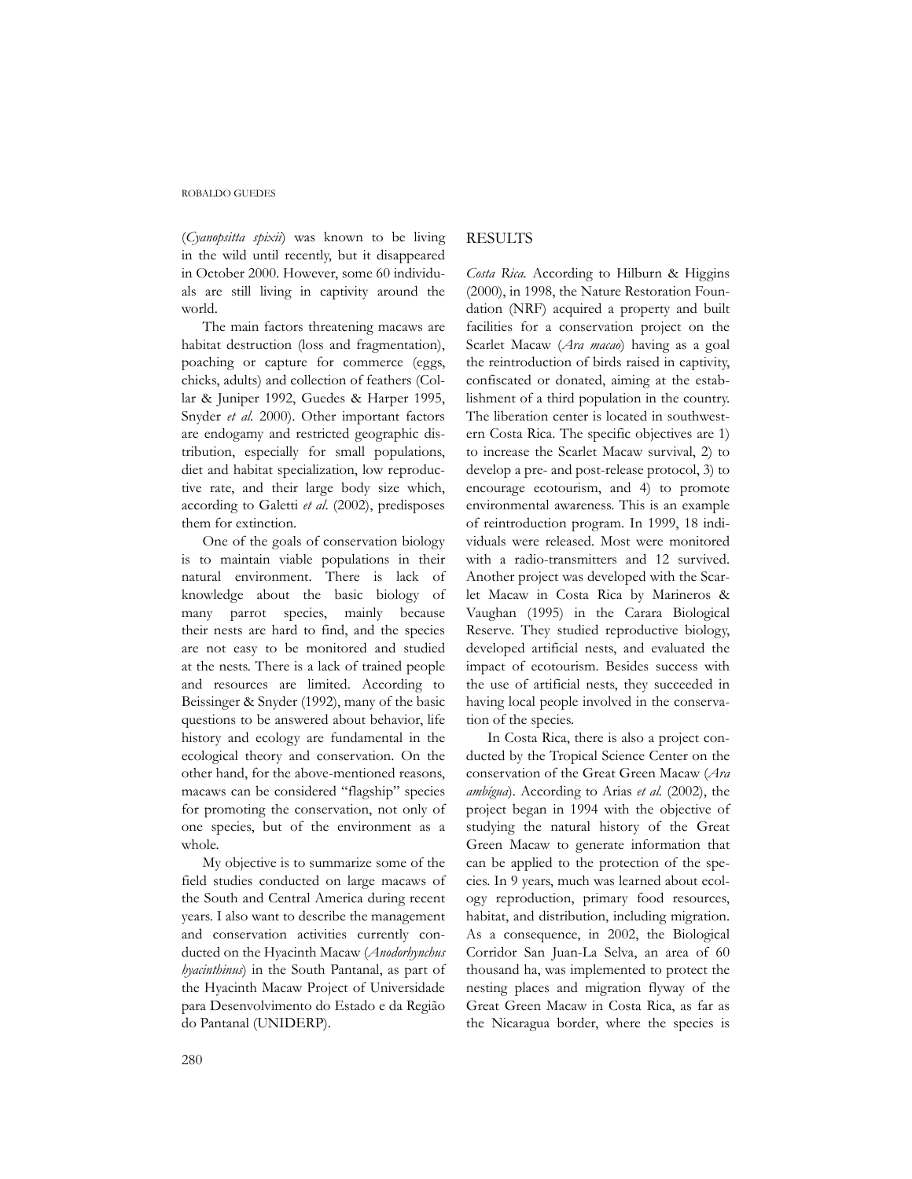(*Cyanopsitta spixii*) was known to be living in the wild until recently, but it disappeared in October 2000. However, some 60 individuals are still living in captivity around the world.

The main factors threatening macaws are habitat destruction (loss and fragmentation), poaching or capture for commerce (eggs, chicks, adults) and collection of feathers (Collar & Juniper 1992, Guedes & Harper 1995, Snyder *et al.* 2000). Other important factors are endogamy and restricted geographic distribution, especially for small populations, diet and habitat specialization, low reproductive rate, and their large body size which, according to Galetti *et al.* (2002), predisposes them for extinction.

One of the goals of conservation biology is to maintain viable populations in their natural environment. There is lack of knowledge about the basic biology of many parrot species, mainly because their nests are hard to find, and the species are not easy to be monitored and studied at the nests. There is a lack of trained people and resources are limited. According to Beissinger & Snyder (1992), many of the basic questions to be answered about behavior, life history and ecology are fundamental in the ecological theory and conservation. On the other hand, for the above-mentioned reasons, macaws can be considered "flagship" species for promoting the conservation, not only of one species, but of the environment as a whole.

My objective is to summarize some of the field studies conducted on large macaws of the South and Central America during recent years. I also want to describe the management and conservation activities currently conducted on the Hyacinth Macaw (*Anodorhynchus hyacinthinus*) in the South Pantanal, as part of the Hyacinth Macaw Project of Universidade para Desenvolvimento do Estado e da Região do Pantanal (UNIDERP).

## RESULTS

*Costa Rica.* According to Hilburn & Higgins (2000), in 1998, the Nature Restoration Foundation (NRF) acquired a property and built facilities for a conservation project on the Scarlet Macaw (*Ara macao*) having as a goal the reintroduction of birds raised in captivity, confiscated or donated, aiming at the establishment of a third population in the country. The liberation center is located in southwestern Costa Rica. The specific objectives are 1) to increase the Scarlet Macaw survival, 2) to develop a pre- and post-release protocol, 3) to encourage ecotourism, and 4) to promote environmental awareness. This is an example of reintroduction program. In 1999, 18 individuals were released. Most were monitored with a radio-transmitters and 12 survived. Another project was developed with the Scarlet Macaw in Costa Rica by Marineros & Vaughan (1995) in the Carara Biological Reserve. They studied reproductive biology, developed artificial nests, and evaluated the impact of ecotourism. Besides success with the use of artificial nests, they succeeded in having local people involved in the conservation of the species.

In Costa Rica, there is also a project conducted by the Tropical Science Center on the conservation of the Great Green Macaw (*Ara ambigua*). According to Arias *et al.* (2002), the project began in 1994 with the objective of studying the natural history of the Great Green Macaw to generate information that can be applied to the protection of the species. In 9 years, much was learned about ecology reproduction, primary food resources, habitat, and distribution, including migration. As a consequence, in 2002, the Biological Corridor San Juan-La Selva, an area of 60 thousand ha, was implemented to protect the nesting places and migration flyway of the Great Green Macaw in Costa Rica, as far as the Nicaragua border, where the species is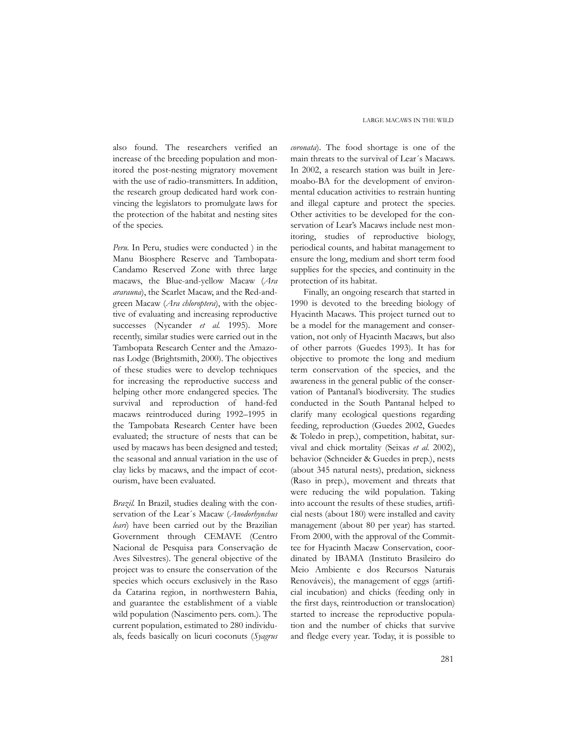also found. The researchers verified an increase of the breeding population and monitored the post-nesting migratory movement with the use of radio-transmitters. In addition, the research group dedicated hard work convincing the legislators to promulgate laws for the protection of the habitat and nesting sites of the species.

*Peru.* In Peru, studies were conducted ) in the Manu Biosphere Reserve and Tambopata-Candamo Reserved Zone with three large macaws, the Blue-and-yellow Macaw (*Ara ararauna*), the Scarlet Macaw, and the Red-and-green Macaw (*Ara chloroptera*), with the objective of evaluating and increasing reproductive successes (Nycander *et al.* 1995). More recently, similar studies were carried out in the Tambopata Research Center and the Amazonas Lodge (Brightsmith, 2000). The objectives of these studies were to develop techniques for increasing the reproductive success and helping other more endangered species. The survival and reproduction of hand-fed macaws reintroduced during 1992–1995 in the Tampobata Research Center have been evaluated; the structure of nests that can be used by macaws has been designed and tested; the seasonal and annual variation in the use of clay licks by macaws, and the impact of ecotourism, have been evaluated.

*Brazil.* In Brazil, studies dealing with the conservation of the Lear´s Macaw (*Anodorhynchus leari*) have been carried out by the Brazilian Government through CEMAVE (Centro Nacional de Pesquisa para Conservação de Aves Silvestres). The general objective of the project was to ensure the conservation of the species which occurs exclusively in the Raso da Catarina region, in northwestern Bahia, and guarantee the establishment of a viable wild population (Nascimento pers. com.). The current population, estimated to 280 individuals, feeds basically on licuri coconuts (*Syagrus coronata*). The food shortage is one of the main threats to the survival of Lear´s Macaws. In 2002, a research station was built in Jeremoabo-BA for the development of environmental education activities to restrain hunting and illegal capture and protect the species. Other activities to be developed for the conservation of Lear's Macaws include nest monitoring, studies of reproductive biology, periodical counts, and habitat management to ensure the long, medium and short term food supplies for the species, and continuity in the protection of its habitat.

Finally, an ongoing research that started in 1990 is devoted to the breeding biology of Hyacinth Macaws. This project turned out to be a model for the management and conservation, not only of Hyacinth Macaws, but also of other parrots (Guedes 1993). It has for objective to promote the long and medium term conservation of the species, and the awareness in the general public of the conservation of Pantanal's biodiversity. The studies conducted in the South Pantanal helped to clarify many ecological questions regarding feeding, reproduction (Guedes 2002, Guedes & Toledo in prep.), competition, habitat, survival and chick mortality (Seixas *et al.* 2002), behavior (Schneider & Guedes in prep.), nests (about 345 natural nests), predation, sickness (Raso in prep.), movement and threats that were reducing the wild population. Taking into account the results of these studies, artificial nests (about 180) were installed and cavity management (about 80 per year) has started. From 2000, with the approval of the Committee for Hyacinth Macaw Conservation, coordinated by IBAMA (Instituto Brasileiro do Meio Ambiente e dos Recursos Naturais Renováveis), the management of eggs (artificial incubation) and chicks (feeding only in the first days, reintroduction or translocation) started to increase the reproductive population and the number of chicks that survive and fledge every year. Today, it is possible to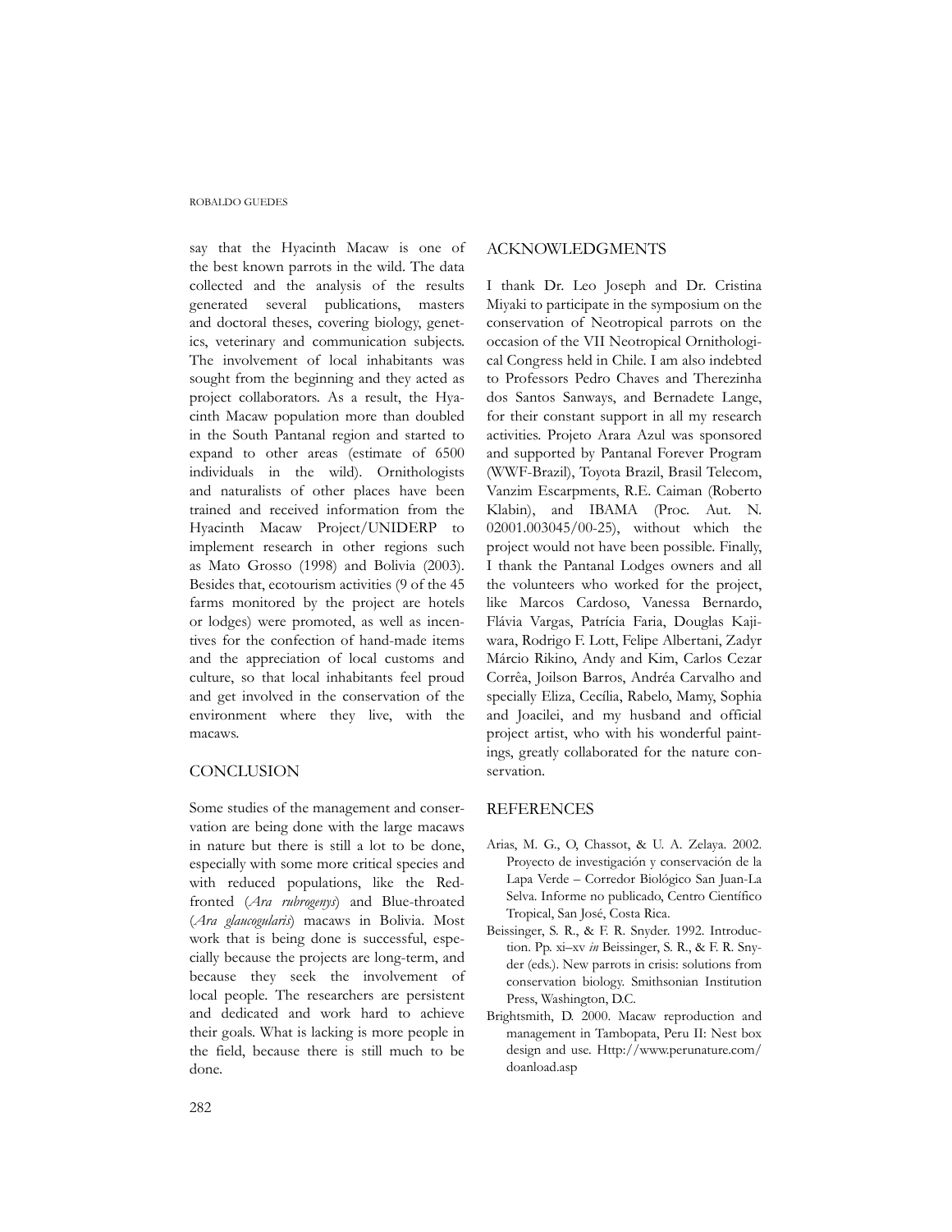say that the Hyacinth Macaw is one of the best known parrots in the wild. The data collected and the analysis of the results generated several publications, masters and doctoral theses, covering biology, genetics, veterinary and communication subjects. The involvement of local inhabitants was sought from the beginning and they acted as project collaborators. As a result, the Hyacinth Macaw population more than doubled in the South Pantanal region and started to expand to other areas (estimate of 6500 individuals in the wild). Ornithologists and naturalists of other places have been trained and received information from the Hyacinth Macaw Project/UNIDERP to implement research in other regions such as Mato Grosso (1998) and Bolivia (2003). Besides that, ecotourism activities (9 of the 45 farms monitored by the project are hotels or lodges) were promoted, as well as incentives for the confection of hand-made items and the appreciation of local customs and culture, so that local inhabitants feel proud and get involved in the conservation of the environment where they live, with the macaws.

## CONCLUSION

Some studies of the management and conservation are being done with the large macaws in nature but there is still a lot to be done, especially with some more critical species and with reduced populations, like the Red-fronted (*Ara rubrogenys*) and Blue-throated (*Ara glaucogularis*) macaws in Bolivia. Most work that is being done is successful, especially because the projects are long-term, and because they seek the involvement of local people. The researchers are persistent and dedicated and work hard to achieve their goals. What is lacking is more people in the field, because there is still much to be done.

## ACKNOWLEDGMENTS

I thank Dr. Leo Joseph and Dr. Cristina Miyaki to participate in the symposium on the conservation of Neotropical parrots on the occasion of the VII Neotropical Ornithological Congress held in Chile. I am also indebted to Professors Pedro Chaves and Therezinha dos Santos Sanways, and Bernadete Lange, for their constant support in all my research activities. Projeto Arara Azul was sponsored and supported by Pantanal Forever Program (WWF-Brazil), Toyota Brazil, Brasil Telecom, Vanzim Escarpments, R.E. Caiman (Roberto Klabin), and IBAMA (Proc. Aut. N. 02001.003045/00-25), without which the project would not have been possible. Finally, I thank the Pantanal Lodges owners and all the volunteers who worked for the project, like Marcos Cardoso, Vanessa Bernardo, Flávia Vargas, Patrícia Faria, Douglas Kajiwara, Rodrigo F. Lott, Felipe Albertani, Zadyr Márcio Rikino, Andy and Kim, Carlos Cezar Corrêa, Joilson Barros, Andréa Carvalho and specially Eliza, Cecília, Rabelo, Mamy, Sophia and Joacilei, and my husband and official project artist, who with his wonderful paintings, greatly collaborated for the nature conservation.

## REFERENCES

Arias, M. G., O, Chassot, & U. A. Zelaya. 2002. Proyecto de investigación y conservación de la Lapa Verde – Corredor Biológico San Juan-La Selva. Informe no publicado, Centro Científico Tropical, San José, Costa Rica.

Beissinger, S. R., & F. R. Snyder. 1992. Introduction. Pp. xi–xv *in* Beissinger, S. R., & F. R. Snyder (eds.). New parrots in crisis: solutions from conservation biology. Smithsonian Institution Press, Washington, D.C.

Brightsmith, D. 2000. Macaw reproduction and management in Tambopata, Peru II: Nest box design and use. Http://www.perunature.com/doanload.asp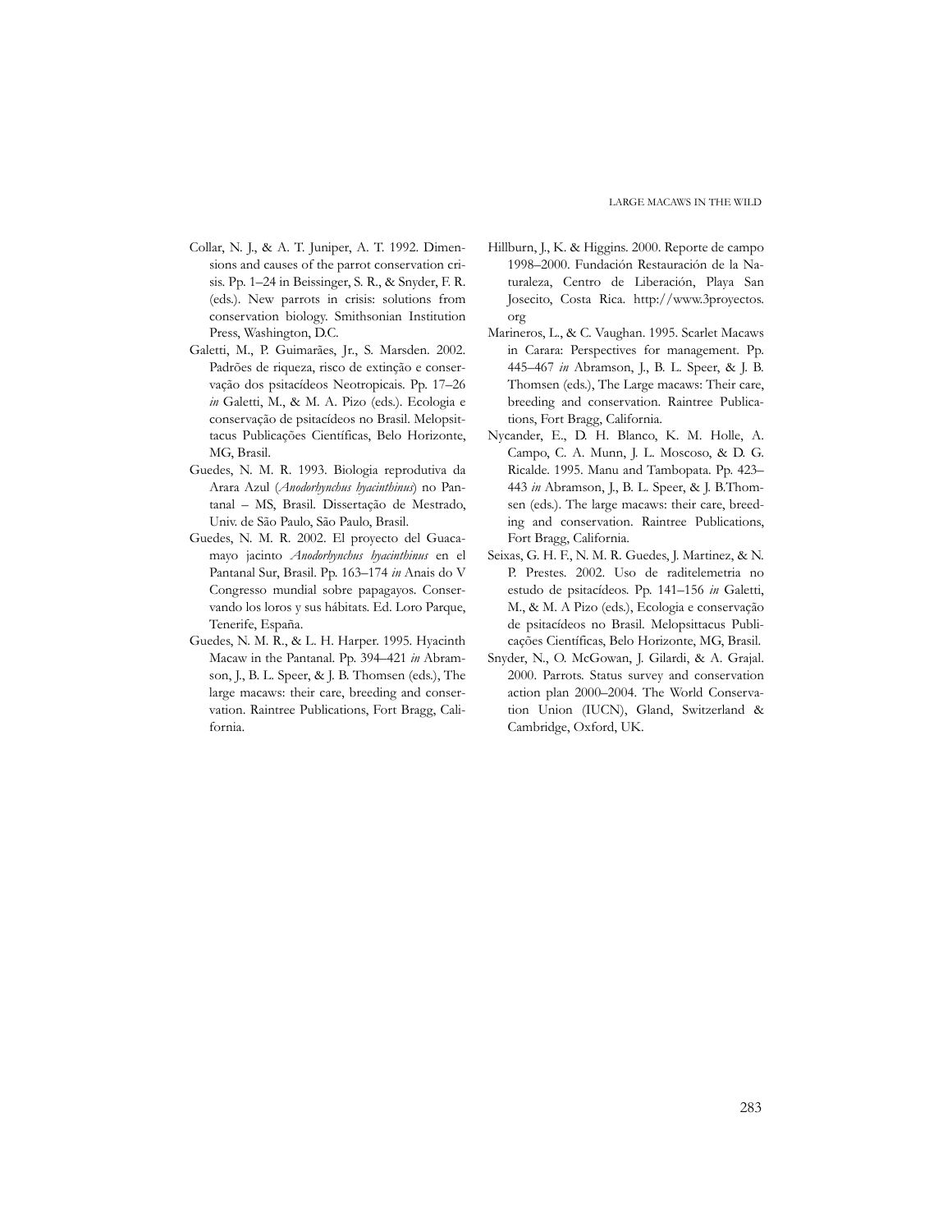Collar, N. J., & A. T. Juniper, A. T. 1992. Dimensions and causes of the parrot conservation crisis. Pp. 1–24 in Beissinger, S. R., & Snyder, F. R. (eds.). New parrots in crisis: solutions from conservation biology. Smithsonian Institution Press, Washington, D.C.

Galetti, M., P. Guimarães, Jr., S. Marsden. 2002. Padrões de riqueza, risco de extinção e conservação dos psitacídeos Neotropicais. Pp. 17–26 *in* Galetti, M., & M. A. Pizo (eds.). Ecologia e conservação de psitacídeos no Brasil. Melopsittacus Publicações Científicas, Belo Horizonte, MG, Brasil.

Guedes, N. M. R. 1993. Biologia reprodutiva da Arara Azul (*Anodorhynchus hyacinthinus*) no Pantanal – MS, Brasil. Dissertação de Mestrado, Univ. de São Paulo, São Paulo, Brasil.

Guedes, N. M. R. 2002. El proyecto del Guacamayo jacinto *Anodorhynchus hyacinthinus* en el Pantanal Sur, Brasil. Pp. 163–174 *in* Anais do V Congresso mundial sobre papagayos. Conservando los loros y sus hábitats. Ed. Loro Parque, Tenerife, España.

Guedes, N. M. R., & L. H. Harper. 1995. Hyacinth Macaw in the Pantanal. Pp. 394–421 *in* Abramson, J., B. L. Speer, & J. B. Thomsen (eds.), The large macaws: their care, breeding and conservation. Raintree Publications, Fort Bragg, California.

Hillburn, J., K. & Higgins. 2000. Reporte de campo 1998–2000. Fundación Restauración de la Naturaleza, Centro de Liberación, Playa San Josecito, Costa Rica. http://www.3proyectos.org

Marineros, L., & C. Vaughan. 1995. Scarlet Macaws in Carara: Perspectives for management. Pp. 445–467 *in* Abramson, J., B. L. Speer, & J. B. Thomsen (eds.), The Large macaws: Their care, breeding and conservation. Raintree Publications, Fort Bragg, California.

Nycander, E., D. H. Blanco, K. M. Holle, A. Campo, C. A. Munn, J. L. Moscoso, & D. G. Ricalde. 1995. Manu and Tambopata. Pp. 423–443 *in* Abramson, J., B. L. Speer, & J. B.Thomsen (eds.). The large macaws: their care, breeding and conservation. Raintree Publications, Fort Bragg, California.

Seixas, G. H. F., N. M. R. Guedes, J. Martinez, & N. P. Prestes. 2002. Uso de raditelemetria no estudo de psitacídeos. Pp. 141–156 *in* Galetti, M., & M. A Pizo (eds.), Ecologia e conservação de psitacídeos no Brasil. Melopsittacus Publicações Científicas, Belo Horizonte, MG, Brasil.

Snyder, N., O. McGowan, J. Gilardi, & A. Grajal. 2000. Parrots. Status survey and conservation action plan 2000–2004. The World Conservation Union (IUCN), Gland, Switzerland & Cambridge, Oxford, UK.